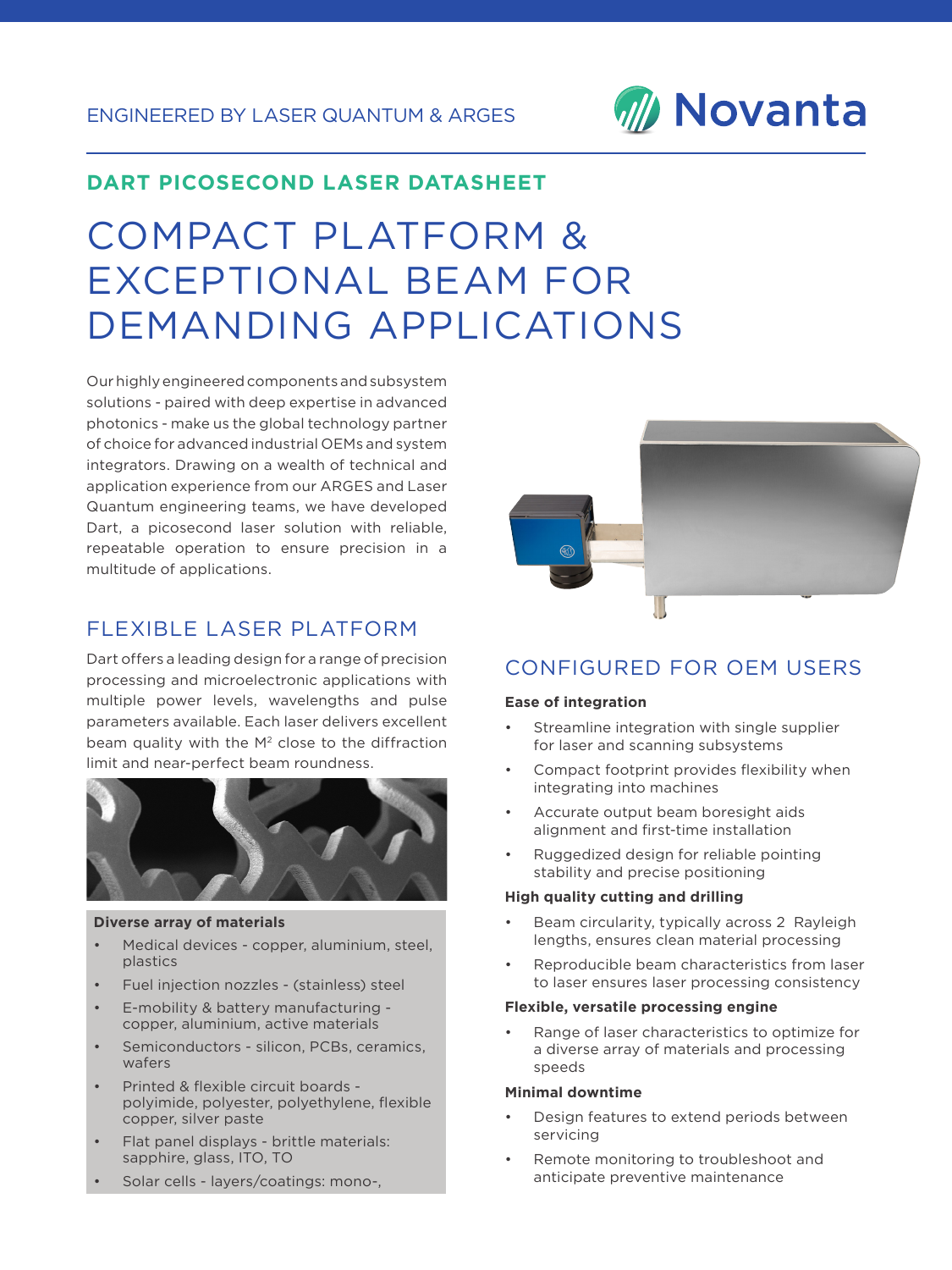ENGINEERED BY LASER QUANTUM & ARGES

Novanta

**DART PICOSECOND LASER DATASHEET**

# COMPACT PLATFORM & EXCEPTIONAL BEAM FOR DEMANDING APPLICATIONS

Our highly engineered components and subsystem solutions - paired with deep expertise in advanced photonics - make us the global technology partner of choice for advanced industrial OEMs and system integrators. Drawing on a wealth of technical and application experience from our ARGES and Laser Quantum engineering teams, we have developed Dart, a picosecond laser solution with reliable, repeatable operation to ensure precision in a multitude of applications.

## FLEXIBLE LASER PLATFORM

Dart offers a leading design for a range of precision processing and microelectronic applications with multiple power levels, wavelengths and pulse parameters available. Each laser delivers excellent beam quality with the $M^2$ close to the diffraction limit and near-perfect beam roundness.

**Diverse array of materials**

- Medical devices - copper, aluminium, steel, plastics
- Fuel injection nozzles - (stainless) steel
- E-mobility & battery manufacturing - copper, aluminium, active materials
- Semiconductors - silicon, PCBs, ceramics, wafers
- Printed & flexible circuit boards - polyimide, polyester, polyethylene, flexible copper, silver paste
- Flat panel displays - brittle materials: sapphire, glass, ITO, TO
- Solar cells - layers/coatings: mono-,

## CONFIGURED FOR OEM USERS

**Ease of integration**

- Streamline integration with single supplier for laser and scanning subsystems
- Compact footprint provides flexibility when integrating into machines
- Accurate output beam boresight aids alignment and first-time installation
- Ruggedized design for reliable pointing stability and precise positioning

**High quality cutting and drilling**

- Beam circularity, typically across 2 Rayleigh lengths, ensures clean material processing
- Reproducible beam characteristics from laser to laser ensures laser processing consistency

**Flexible, versatile processing engine**

- Range of laser characteristics to optimize for a diverse array of materials and processing speeds

**Minimal downtime**

- Design features to extend periods between servicing
- Remote monitoring to troubleshoot and anticipate preventive maintenance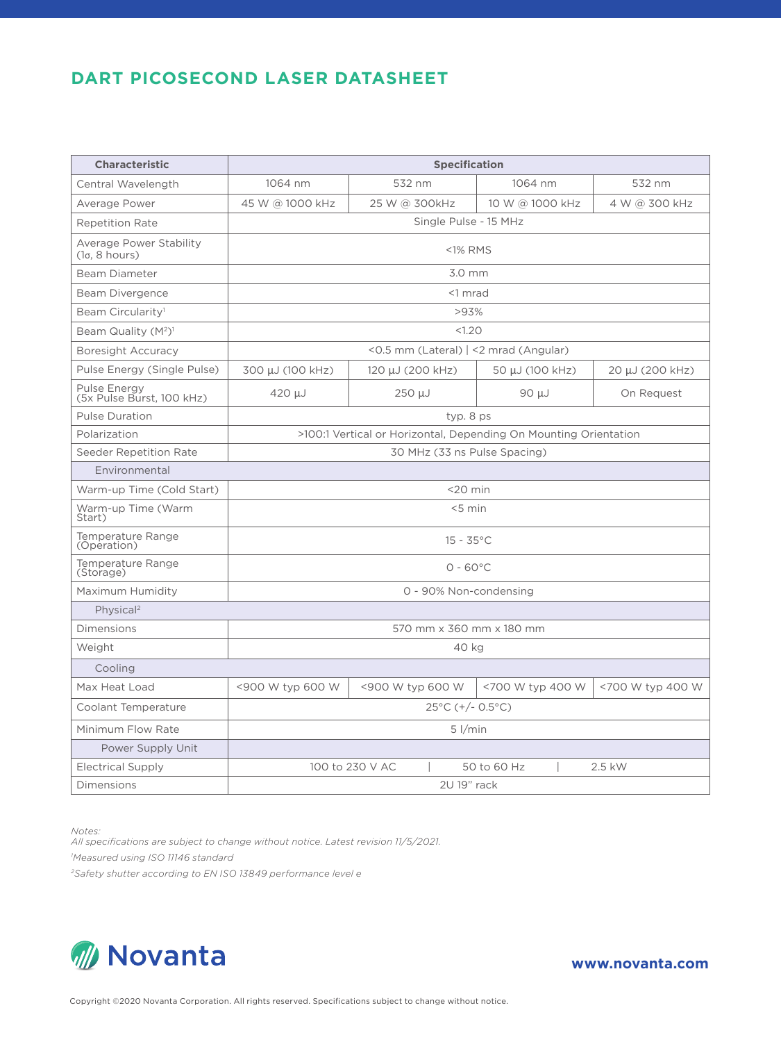## DART PICOSECOND LASER DATASHEET

| Characteristic | Specification | | | |
|---|---|---|---|---|
| Central Wavelength | 1064 nm | 532 nm | 1064 nm | 532 nm |
| Average Power | 45 W @ 1000 kHz | 25 W @ 300kHz | 10 W @ 1000 kHz | 4 W @ 300 kHz |
| Repetition Rate | Single Pulse - 15 MHz | | | |
| Average Power Stability (1σ, 8 hours) | <1% RMS | | | |
| Beam Diameter | 3.0 mm | | | |
| Beam Divergence | <1 mrad | | | |
| Beam Circularity[1] | >93% | | | |
| Beam Quality ($M^2$)[1] | <1.20 | | | |
| Boresight Accuracy | <0.5 mm (Lateral) \| <2 mrad (Angular) | | | |
| Pulse Energy (Single Pulse) | 300 µJ (100 kHz) | 120 µJ (200 kHz) | 50 µJ (100 kHz) | 20 µJ (200 kHz) |
| Pulse Energy (5x Pulse Burst, 100 kHz) | 420 µJ | 250 µJ | 90 µJ | On Request |
| Pulse Duration | typ. 8 ps | | | |
| Polarization | >100:1 Vertical or Horizontal, Depending On Mounting Orientation | | | |
| Seeder Repetition Rate | 30 MHz (33 ns Pulse Spacing) | | | |
| **Environmental** | | | | |
| Warm-up Time (Cold Start) | <20 min | | | |
| Warm-up Time (Warm Start) | <5 min | | | |
| Temperature Range (Operation) | 15 - 35°C | | | |
| Temperature Range (Storage) | 0 - 60°C | | | |
| Maximum Humidity | 0 - 90% Non-condensing | | | |
| **Physical[2]** | | | | |
| Dimensions | 570 mm x 360 mm x 180 mm | | | |
| Weight | 40 kg | | | |
| **Cooling** | | | | |
| Max Heat Load | <900 W typ 600 W | <900 W typ 600 W | <700 W typ 400 W | <700 W typ 400 W |
| Coolant Temperature | 25°C (+/- 0.5°C) | | | |
| Minimum Flow Rate | 5 l/min | | | |
| **Power Supply Unit** | | | | |
| Electrical Supply | 100 to 230 V AC \| 50 to 60 Hz \| 2.5 kW | | | |
| Dimensions | 2U 19" rack | | | |

*Notes:*

*All specifications are subject to change without notice. Latest revision 11/5/2021.*

*[1]Measured using ISO 11146 standard*

*[2]Safety shutter according to EN ISO 13849 performance level e*

Novanta

www.novanta.com

Copyright ©2020 Novanta Corporation. All rights reserved. Specifications subject to change without notice.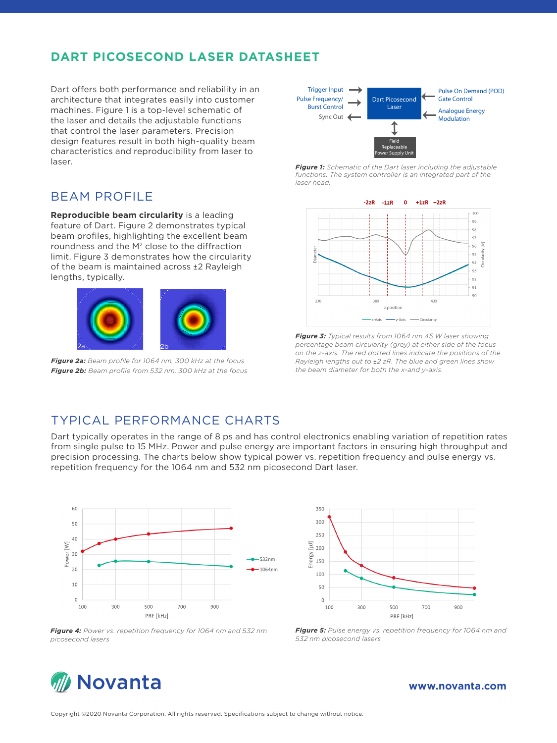# DART PICOSECOND LASER DATASHEET

Dart offers both performance and reliability in an architecture that integrates easily into customer machines. Figure 1 is a top-level schematic of the laser and details the adjustable functions that control the laser parameters. Precision design features result in both high-quality beam characteristics and reproducibility from laser to laser.

*Figure 1: Schematic of the Dart laser including the adjustable functions. The system controller is an integrated part of the laser head.*

## BEAM PROFILE

**Reproducible beam circularity** is a leading feature of Dart. Figure 2 demonstrates typical beam profiles, highlighting the excellent beam roundness and the $M^2$ close to the diffraction limit. Figure 3 demonstrates how the circularity of the beam is maintained across ±2 Rayleigh lengths, typically.

***Figure 2a:*** *Beam profile for 1064 nm, 300 kHz at the focus*
***Figure 2b:*** *Beam profile from 532 nm, 300 kHz at the focus*

***Figure 3:*** *Typical results from 1064 nm 45 W laser showing percentage beam circularity (grey) at either side of the focus on the z-axis. The red dotted lines indicate the positions of the Rayleigh lengths out to ±2 zR. The blue and green lines show the beam diameter for both the x-and y-axis.*

## TYPICAL PERFORMANCE CHARTS

Dart typically operates in the range of 8 ps and has control electronics enabling variation of repetition rates from single pulse to 15 MHz. Power and pulse energy are important factors in ensuring high throughput and precision processing. The charts below show typical power vs. repetition frequency and pulse energy vs. repetition frequency for the 1064 nm and 532 nm picosecond Dart laser.

***Figure 4:*** *Power vs. repetition frequency for 1064 nm and 532 nm picosecond lasers*

***Figure 5:*** *Pulse energy vs. repetition frequency for 1064 nm and 532 nm picosecond lasers*

www.novanta.com

Copyright ©2020 Novanta Corporation. All rights reserved. Specifications subject to change without notice.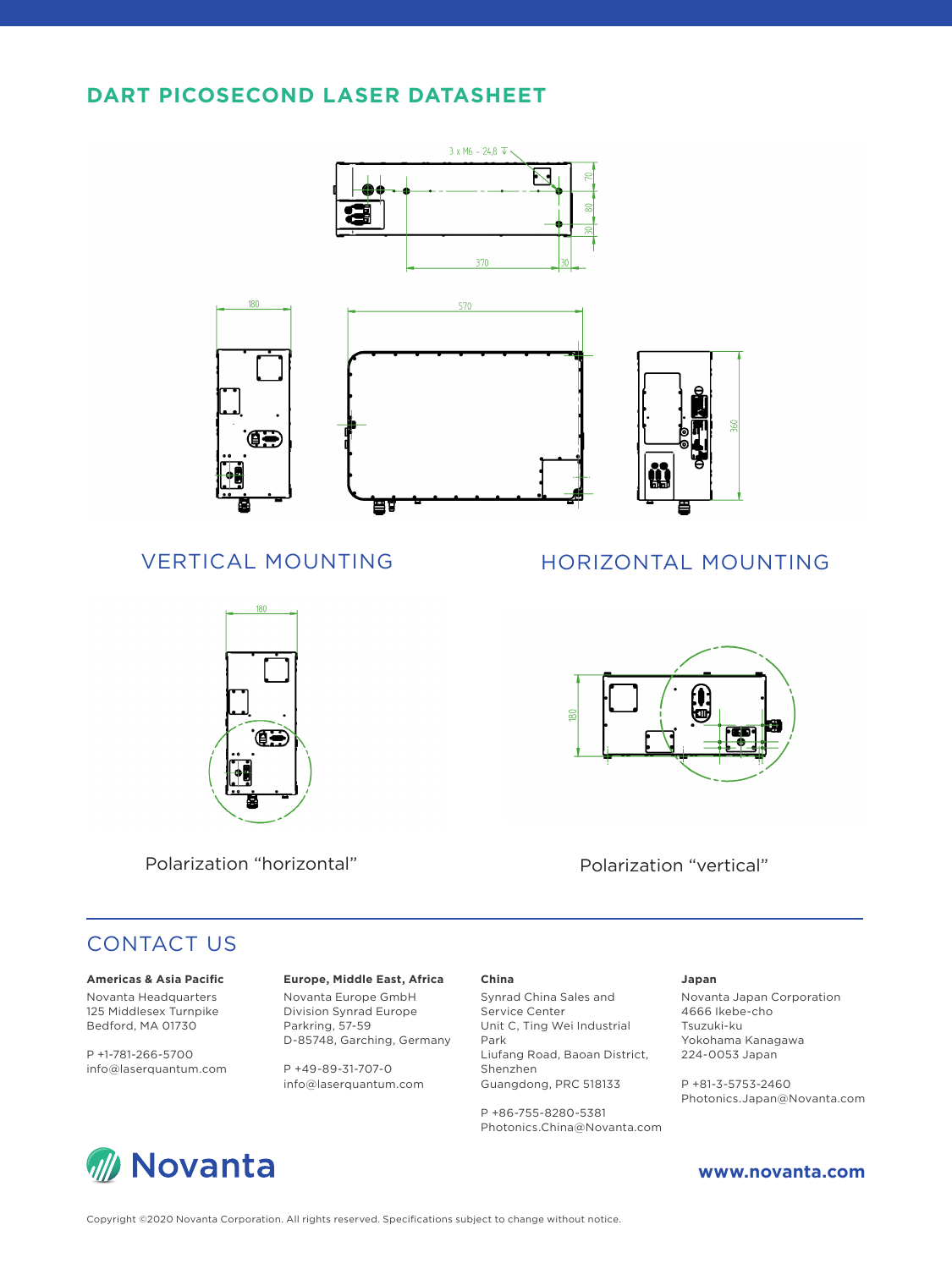## DART PICOSECOND LASER DATASHEET

3 x M6 - 24,8

70

80

30

370

30

180

570

360

### VERTICAL MOUNTING

### HORIZONTAL MOUNTING

180

180

Polarization “horizontal”

Polarization “vertical”

## CONTACT US

**Americas & Asia Pacific**

Novanta Headquarters
125 Middlesex Turnpike
Bedford, MA 01730

P +1-781-266-5700
info@laserquantum.com

**Europe, Middle East, Africa**

Novanta Europe GmbH
Division Synrad Europe
Parkring, 57-59
D-85748, Garching, Germany

P +49-89-31-707-0
info@laserquantum.com

**China**

Synrad China Sales and Service Center
Unit C, Ting Wei Industrial Park
Liufang Road, Baoan District, Shenzhen
Guangdong, PRC 518133

P +86-755-8280-5381
Photonics.China@Novanta.com

**Japan**

Novanta Japan Corporation
4666 Ikebe-cho
Tsuzuki-ku
Yokohama Kanagawa
224-0053 Japan

P +81-3-5753-2460
Photonics.Japan@Novanta.com

Novanta

**www.novanta.com**

Copyright ©2020 Novanta Corporation. All rights reserved. Specifications subject to change without notice.